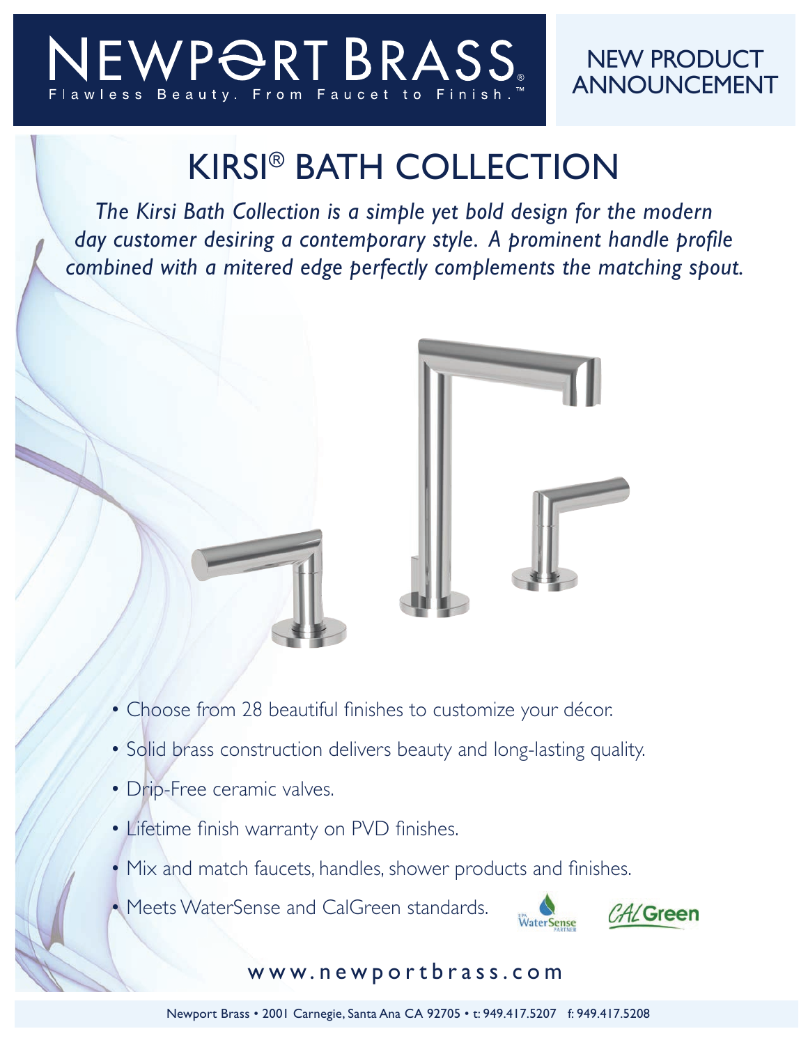NEWPORT BRASS®

Flawless Beauty. From Faucet to Finish.™

NEW PRODUCT ANNOUNCEMENT

# KIRSI® BATH COLLECTION

*The Kirsi Bath Collection is a simple yet bold design for the modern day customer desiring a contemporary style. A prominent handle profile combined with a mitered edge perfectly complements the matching spout.*

- Choose from 28 beautiful finishes to customize your décor.
- Solid brass construction delivers beauty and long-lasting quality.
- Drip-Free ceramic valves.
- Lifetime finish warranty on PVD finishes.
- Mix and match faucets, handles, shower products and finishes.
- Meets WaterSense and CalGreen standards.

www.newportbrass.com

Newport Brass • 2001 Carnegie, Santa Ana CA 92705 • t: 949.417.5207 f: 949.417.5208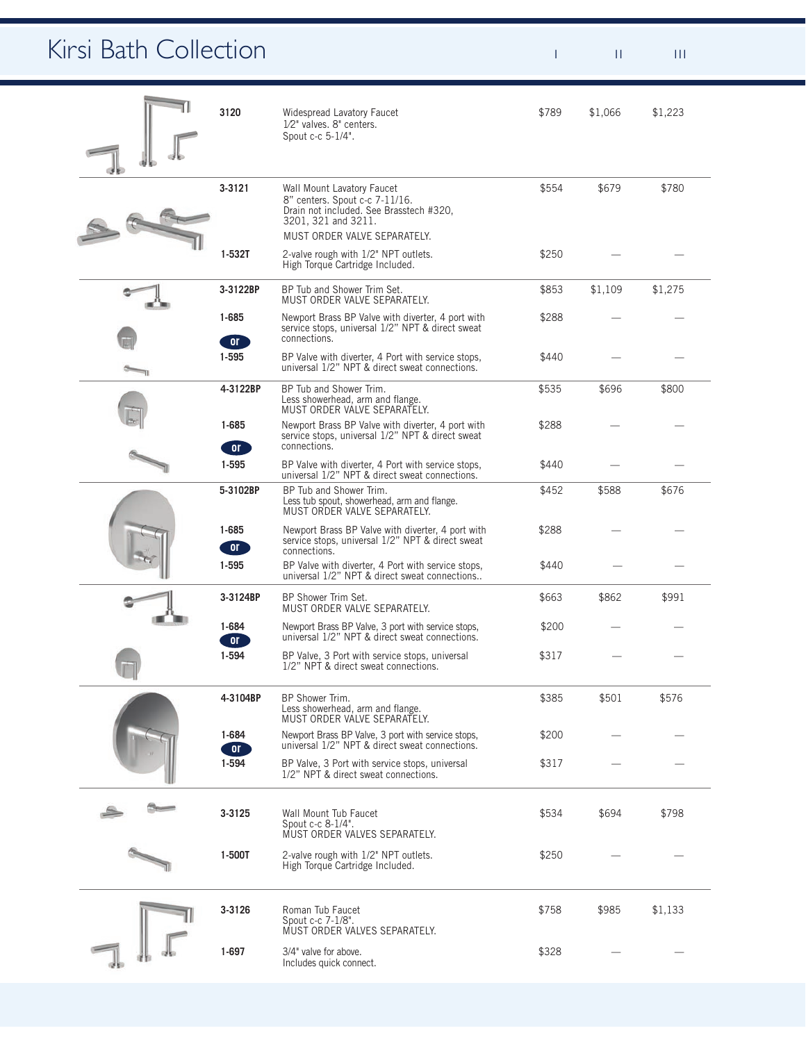# Kirsi Bath Collection

| Model | Description | I | II | III |
|---|---|---|---|---|
| 3120 | Widespread Lavatory Faucet<br>1⁄2" valves. 8" centers.<br>Spout c-c 5-1/4". | $789 | $1,066 | $1,223 |
| 3-3121 | Wall Mount Lavatory Faucet<br>8" centers. Spout c-c 7-11/16.<br>Drain not included. See Brasstech #320, 3201, 321 and 3211.<br>MUST ORDER VALVE SEPARATELY. | $554 | $679 | $780 |
| 1-532T | 2-valve rough with 1/2" NPT outlets.<br>High Torque Cartridge Included. | $250 | — | — |
| 3-3122BP | BP Tub and Shower Trim Set.<br>MUST ORDER VALVE SEPARATELY. | $853 | $1,109 | $1,275 |
| 1-685 | Newport Brass BP Valve with diverter, 4 port with service stops, universal 1/2" NPT & direct sweat connections. | $288 | — | — |
| or | | | | |
| 1-595 | BP Valve with diverter, 4 Port with service stops, universal 1/2" NPT & direct sweat connections. | $440 | — | — |
| 4-3122BP | BP Tub and Shower Trim.<br>Less showerhead, arm and flange.<br>MUST ORDER VALVE SEPARATELY. | $535 | $696 | $800 |
| 1-685 | Newport Brass BP Valve with diverter, 4 port with service stops, universal 1/2" NPT & direct sweat connections. | $288 | — | — |
| or | | | | |
| 1-595 | BP Valve with diverter, 4 Port with service stops, universal 1/2" NPT & direct sweat connections. | $440 | — | — |
| 5-3102BP | BP Tub and Shower Trim.<br>Less tub spout, showerhead, arm and flange.<br>MUST ORDER VALVE SEPARATELY. | $452 | $588 | $676 |
| 1-685 | Newport Brass BP Valve with diverter, 4 port with service stops, universal 1/2" NPT & direct sweat connections. | $288 | — | — |
| or | | | | |
| 1-595 | BP Valve with diverter, 4 Port with service stops, universal 1/2" NPT & direct sweat connections.. | $440 | — | — |
| 3-3124BP | BP Shower Trim Set.<br>MUST ORDER VALVE SEPARATELY. | $663 | $862 | $991 |
| 1-684 | Newport Brass BP Valve, 3 port with service stops, universal 1/2" NPT & direct sweat connections. | $200 | — | — |
| or | | | | |
| 1-594 | BP Valve, 3 Port with service stops, universal 1/2" NPT & direct sweat connections. | $317 | — | — |
| 4-3104BP | BP Shower Trim.<br>Less showerhead, arm and flange.<br>MUST ORDER VALVE SEPARATELY. | $385 | $501 | $576 |
| 1-684 | Newport Brass BP Valve, 3 port with service stops, universal 1/2" NPT & direct sweat connections. | $200 | — | — |
| or | | | | |
| 1-594 | BP Valve, 3 Port with service stops, universal 1/2" NPT & direct sweat connections. | $317 | — | — |
| 3-3125 | Wall Mount Tub Faucet<br>Spout c-c 8-1/4".<br>MUST ORDER VALVES SEPARATELY. | $534 | $694 | $798 |
| 1-500T | 2-valve rough with 1/2" NPT outlets.<br>High Torque Cartridge Included. | $250 | — | — |
| 3-3126 | Roman Tub Faucet<br>Spout c-c 7-1/8".<br>MUST ORDER VALVES SEPARATELY. | $758 | $985 | $1,133 |
| 1-697 | 3/4" valve for above.<br>Includes quick connect. | $328 | — | — |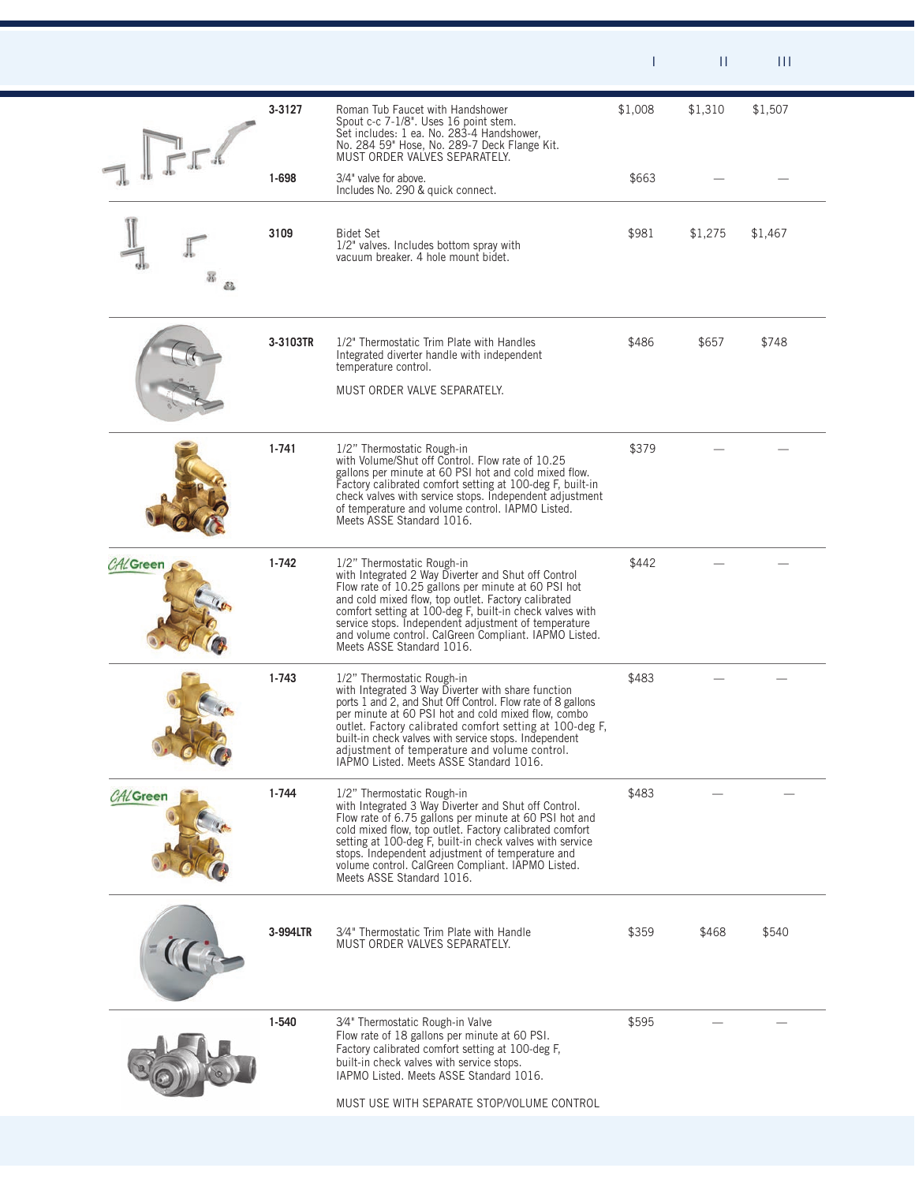| Model | Description | I | II | III |
|---|---|---|---|---|
| 3-3127 | Roman Tub Faucet with Handshower<br>Spout c-c 7-1/8". Uses 16 point stem.<br>Set includes: 1 ea. No. 283-4 Handshower,<br>No. 284 59" Hose, No. 289-7 Deck Flange Kit.<br>MUST ORDER VALVES SEPARATELY. | $1,008 | $1,310 | $1,507 |
| 1-698 | 3/4" valve for above.<br>Includes No. 290 & quick connect. | $663 | — | — |
| 3109 | Bidet Set<br>1/2" valves. Includes bottom spray with vacuum breaker. 4 hole mount bidet. | $981 | $1,275 | $1,467 |
| 3-3103TR | 1/2" Thermostatic Trim Plate with Handles<br>Integrated diverter handle with independent temperature control.<br>MUST ORDER VALVE SEPARATELY. | $486 | $657 | $748 |
| 1-741 | 1/2" Thermostatic Rough-in<br>with Volume/Shut off Control. Flow rate of 10.25 gallons per minute at 60 PSI hot and cold mixed flow. Factory calibrated comfort setting at 100-deg F, built-in check valves with service stops. Independent adjustment of temperature and volume control. IAPMO Listed. Meets ASSE Standard 1016. | $379 | — | — |
| 1-742 (CALGreen) | 1/2" Thermostatic Rough-in<br>with Integrated 2 Way Diverter and Shut off Control Flow rate of 10.25 gallons per minute at 60 PSI hot and cold mixed flow, top outlet. Factory calibrated comfort setting at 100-deg F, built-in check valves with service stops. Independent adjustment of temperature and volume control. CalGreen Compliant. IAPMO Listed. Meets ASSE Standard 1016. | $442 | — | — |
| 1-743 | 1/2" Thermostatic Rough-in<br>with Integrated 3 Way Diverter with share function ports 1 and 2, and Shut Off Control. Flow rate of 8 gallons per minute at 60 PSI hot and cold mixed flow, combo outlet. Factory calibrated comfort setting at 100-deg F, built-in check valves with service stops. Independent adjustment of temperature and volume control. IAPMO Listed. Meets ASSE Standard 1016. | $483 | — | — |
| 1-744 (CALGreen) | 1/2" Thermostatic Rough-in<br>with Integrated 3 Way Diverter and Shut off Control. Flow rate of 6.75 gallons per minute at 60 PSI hot and cold mixed flow, top outlet. Factory calibrated comfort setting at 100-deg F, built-in check valves with service stops. Independent adjustment of temperature and volume control. CalGreen Compliant. IAPMO Listed. Meets ASSE Standard 1016. | $483 | — | — |
| 3-994LTR | 3⁄4" Thermostatic Trim Plate with Handle<br>MUST ORDER VALVES SEPARATELY. | $359 | $468 | $540 |
| 1-540 | 3⁄4" Thermostatic Rough-in Valve<br>Flow rate of 18 gallons per minute at 60 PSI.<br>Factory calibrated comfort setting at 100-deg F, built-in check valves with service stops.<br>IAPMO Listed. Meets ASSE Standard 1016.<br>MUST USE WITH SEPARATE STOP/VOLUME CONTROL | $595 | — | — |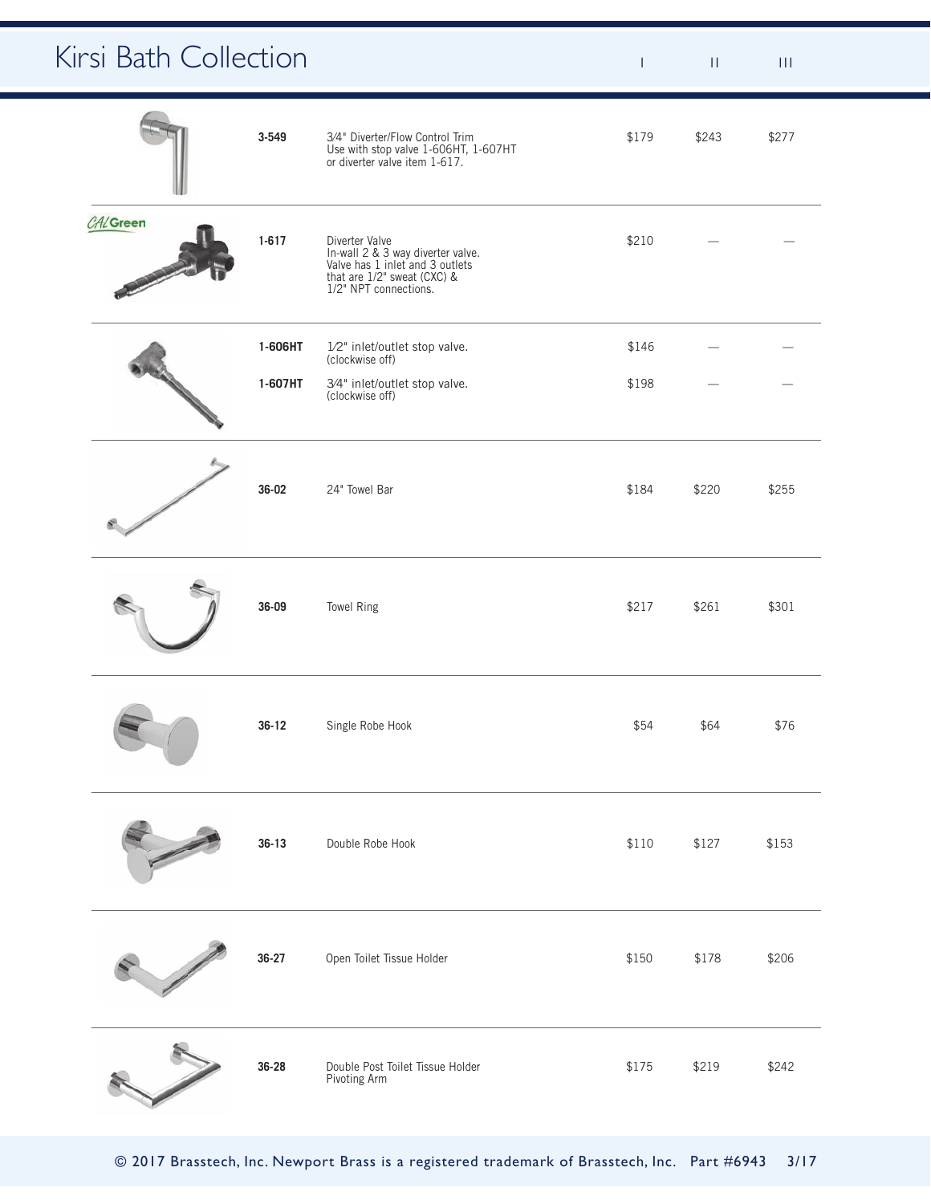# Kirsi Bath Collection

| | | | I | II | III |
|---|---|---|---|---|---|
| | 3-549 | 3⁄4" Diverter/Flow Control Trim<br>Use with stop valve 1-606HT, 1-607HT or diverter valve item 1-617. | $179 | $243 | $277 |
| CALGreen | 1-617 | Diverter Valve<br>In-wall 2 & 3 way diverter valve. Valve has 1 inlet and 3 outlets that are 1/2" sweat (CXC) & 1/2" NPT connections. | $210 | — | — |
| | 1-606HT | 1⁄2" inlet/outlet stop valve. (clockwise off) | $146 | — | — |
| | 1-607HT | 3⁄4" inlet/outlet stop valve. (clockwise off) | $198 | — | — |
| | 36-02 | 24" Towel Bar | $184 | $220 | $255 |
| | 36-09 | Towel Ring | $217 | $261 | $301 |
| | 36-12 | Single Robe Hook | $54 | $64 | $76 |
| | 36-13 | Double Robe Hook | $110 | $127 | $153 |
| | 36-27 | Open Toilet Tissue Holder | $150 | $178 | $206 |
| | 36-28 | Double Post Toilet Tissue Holder<br>Pivoting Arm | $175 | $219 | $242 |

© 2017 Brasstech, Inc. Newport Brass is a registered trademark of Brasstech, Inc. Part #6943 3/17